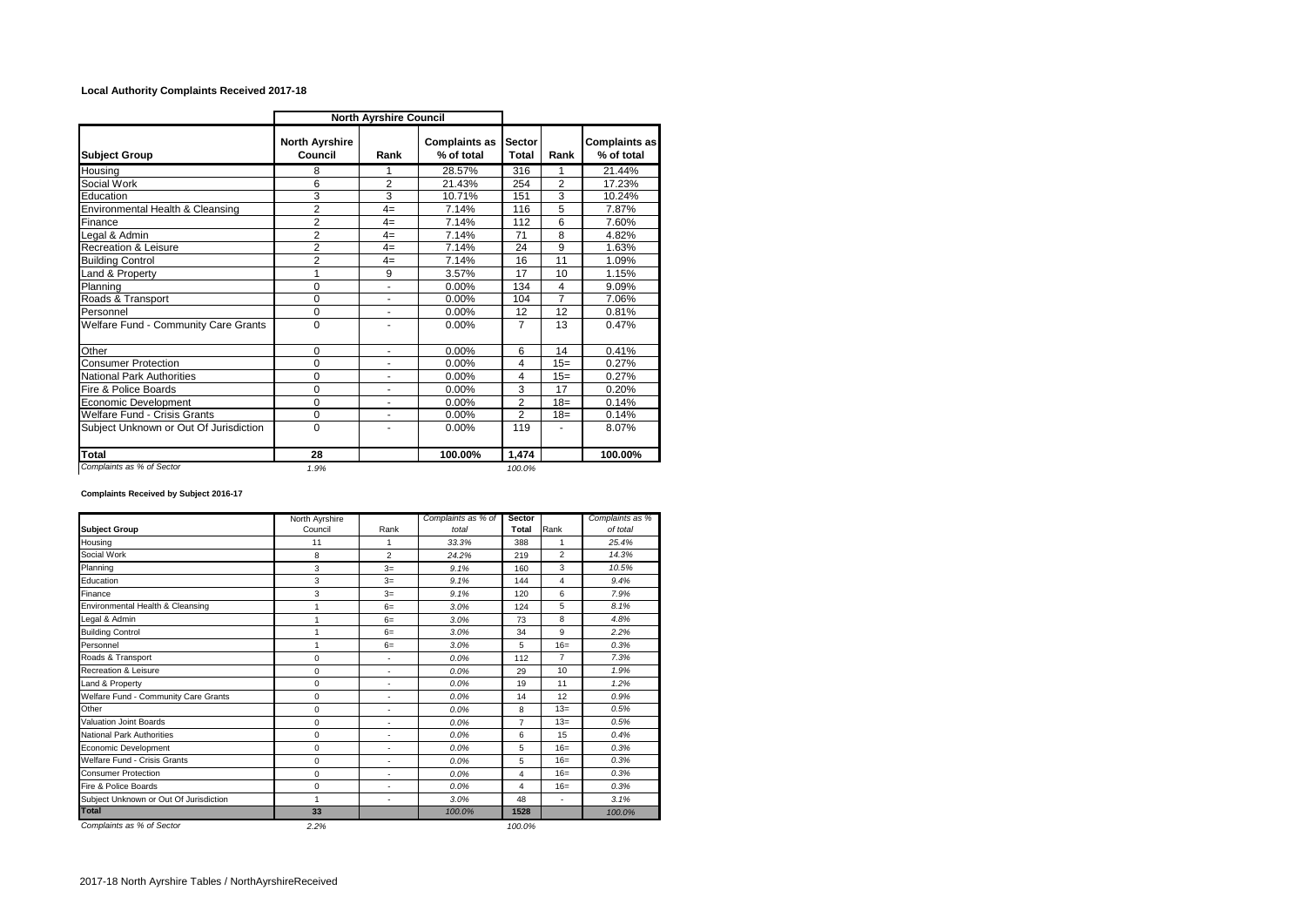**Local Authority Complaints Received 2017-18**

| | North Ayrshire Council | | | | | |
|---|---|---|---|---|---|---|
| **Subject Group** | **North Ayrshire Council** | **Rank** | **Complaints as % of total** | **Sector Total** | **Rank** | **Complaints as % of total** |
| Housing | 8 | 1 | 28.57% | 316 | 1 | 21.44% |
| Social Work | 6 | 2 | 21.43% | 254 | 2 | 17.23% |
| Education | 3 | 3 | 10.71% | 151 | 3 | 10.24% |
| Environmental Health & Cleansing | 2 | 4= | 7.14% | 116 | 5 | 7.87% |
| Finance | 2 | 4= | 7.14% | 112 | 6 | 7.60% |
| Legal & Admin | 2 | 4= | 7.14% | 71 | 8 | 4.82% |
| Recreation & Leisure | 2 | 4= | 7.14% | 24 | 9 | 1.63% |
| Building Control | 2 | 4= | 7.14% | 16 | 11 | 1.09% |
| Land & Property | 1 | 9 | 3.57% | 17 | 10 | 1.15% |
| Planning | 0 | - | 0.00% | 134 | 4 | 9.09% |
| Roads & Transport | 0 | - | 0.00% | 104 | 7 | 7.06% |
| Personnel | 0 | - | 0.00% | 12 | 12 | 0.81% |
| Welfare Fund - Community Care Grants | 0 | - | 0.00% | 7 | 13 | 0.47% |
| Other | 0 | - | 0.00% | 6 | 14 | 0.41% |
| Consumer Protection | 0 | - | 0.00% | 4 | 15= | 0.27% |
| National Park Authorities | 0 | - | 0.00% | 4 | 15= | 0.27% |
| Fire & Police Boards | 0 | - | 0.00% | 3 | 17 | 0.20% |
| Economic Development | 0 | - | 0.00% | 2 | 18= | 0.14% |
| Welfare Fund - Crisis Grants | 0 | - | 0.00% | 2 | 18= | 0.14% |
| Subject Unknown or Out Of Jurisdiction | 0 | - | 0.00% | 119 | - | 8.07% |
| **Total** | **28** | | **100.00%** | **1,474** | | **100.00%** |
| *Complaints as % of Sector* | *1.9%* | | | *100.0%* | | |

**Complaints Received by Subject 2016-17**

| **Subject Group** | North Ayrshire Council | Rank | *Complaints as % of total* | **Sector Total** | Rank | *Complaints as % of total* |
|---|---|---|---|---|---|---|
| Housing | 11 | 1 | *33.3%* | 388 | 1 | *25.4%* |
| Social Work | 8 | 2 | *24.2%* | 219 | 2 | *14.3%* |
| Planning | 3 | 3= | *9.1%* | 160 | 3 | *10.5%* |
| Education | 3 | 3= | *9.1%* | 144 | 4 | *9.4%* |
| Finance | 3 | 3= | *9.1%* | 120 | 6 | *7.9%* |
| Environmental Health & Cleansing | 1 | 6= | *3.0%* | 124 | 5 | *8.1%* |
| Legal & Admin | 1 | 6= | *3.0%* | 73 | 8 | *4.8%* |
| Building Control | 1 | 6= | *3.0%* | 34 | 9 | *2.2%* |
| Personnel | 1 | 6= | *3.0%* | 5 | 16= | *0.3%* |
| Roads & Transport | 0 | - | *0.0%* | 112 | 7 | *7.3%* |
| Recreation & Leisure | 0 | - | *0.0%* | 29 | 10 | *1.9%* |
| Land & Property | 0 | - | *0.0%* | 19 | 11 | *1.2%* |
| Welfare Fund - Community Care Grants | 0 | - | *0.0%* | 14 | 12 | *0.9%* |
| Other | 0 | - | *0.0%* | 8 | 13= | *0.5%* |
| Valuation Joint Boards | 0 | - | *0.0%* | 7 | 13= | *0.5%* |
| National Park Authorities | 0 | - | *0.0%* | 6 | 15 | *0.4%* |
| Economic Development | 0 | - | *0.0%* | 5 | 16= | *0.3%* |
| Welfare Fund - Crisis Grants | 0 | - | *0.0%* | 5 | 16= | *0.3%* |
| Consumer Protection | 0 | - | *0.0%* | 4 | 16= | *0.3%* |
| Fire & Police Boards | 0 | - | *0.0%* | 4 | 16= | *0.3%* |
| Subject Unknown or Out Of Jurisdiction | 1 | - | *3.0%* | 48 | - | *3.1%* |
| **Total** | **33** | | *100.0%* | **1528** | | *100.0%* |
| *Complaints as % of Sector* | *2.2%* | | | *100.0%* | | |

2017-18 North Ayrshire Tables / NorthAyrshireReceived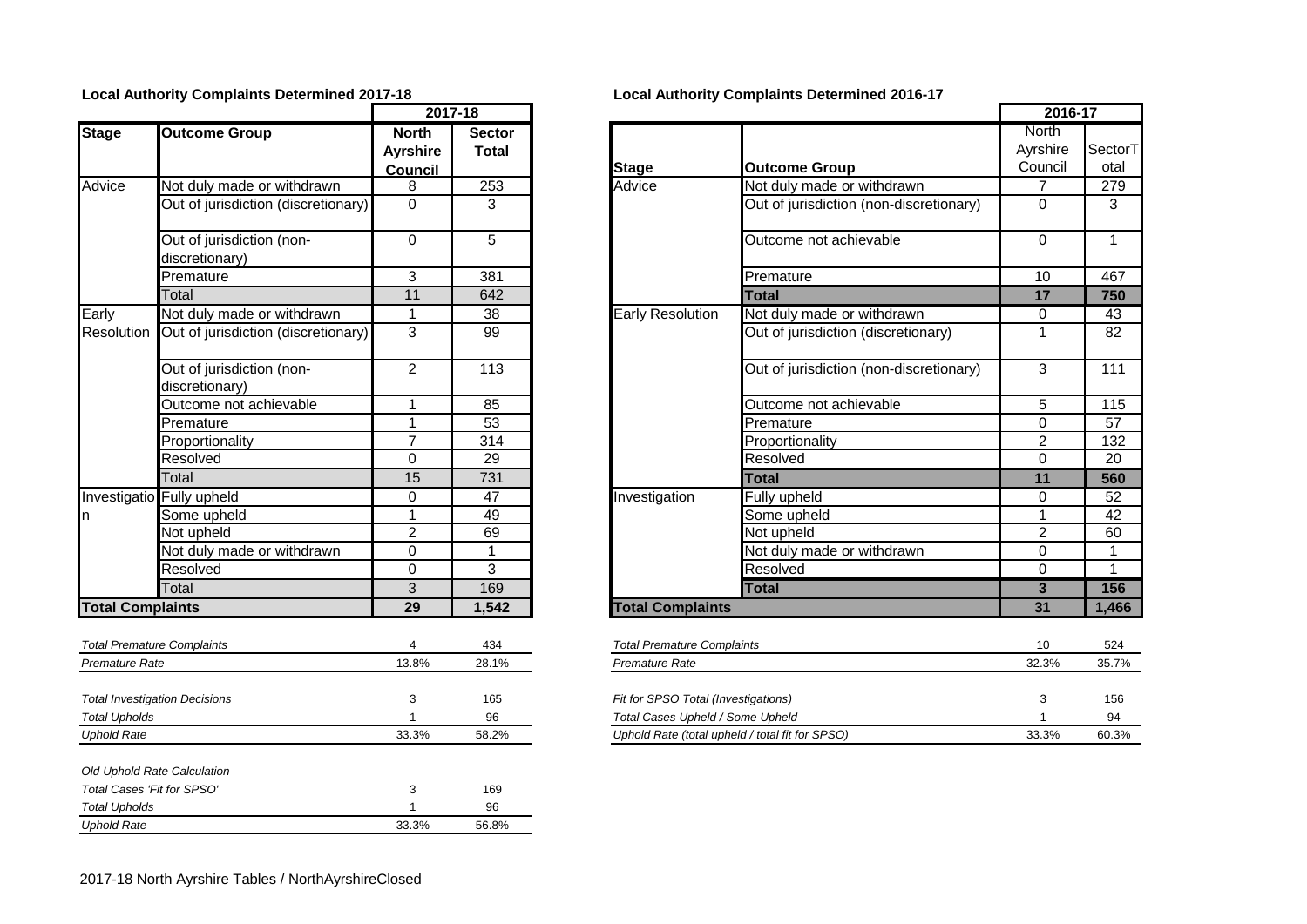**Local Authority Complaints Determined 2017-18**

| | | 2017-18 | |
|---|---|---|---|
| **Stage** | **Outcome Group** | **North Ayrshire Council** | **Sector Total** |
| Advice | Not duly made or withdrawn | 8 | 253 |
| | Out of jurisdiction (discretionary) | 0 | 3 |
| | Out of jurisdiction (non-discretionary) | 0 | 5 |
| | Premature | 3 | 381 |
| | Total | 11 | 642 |
| Early Resolution | Not duly made or withdrawn | 1 | 38 |
| | Out of jurisdiction (discretionary) | 3 | 99 |
| | Out of jurisdiction (non-discretionary) | 2 | 113 |
| | Outcome not achievable | 1 | 85 |
| | Premature | 1 | 53 |
| | Proportionality | 7 | 314 |
| | Resolved | 0 | 29 |
| | Total | 15 | 731 |
| Investigation | Fully upheld | 0 | 47 |
| | Some upheld | 1 | 49 |
| | Not upheld | 2 | 69 |
| | Not duly made or withdrawn | 0 | 1 |
| | Resolved | 0 | 3 |
| | Total | 3 | 169 |
| **Total Complaints** | | **29** | **1,542** |

| | | |
|---|---|---|
| *Total Premature Complaints* | 4 | 434 |
| *Premature Rate* | 13.8% | 28.1% |
| | | |
| *Total Investigation Decisions* | 3 | 165 |
| *Total Upholds* | 1 | 96 |
| *Uphold Rate* | 33.3% | 58.2% |
| | | |
| *Old Uphold Rate Calculation* | | |
| *Total Cases 'Fit for SPSO'* | 3 | 169 |
| *Total Upholds* | 1 | 96 |
| *Uphold Rate* | 33.3% | 56.8% |

**Local Authority Complaints Determined 2016-17**

| | | 2016-17 | |
|---|---|---|---|
| **Stage** | **Outcome Group** | North Ayrshire Council | SectorTotal |
| Advice | Not duly made or withdrawn | 7 | 279 |
| | Out of jurisdiction (non-discretionary) | 0 | 3 |
| | Outcome not achievable | 0 | 1 |
| | Premature | 10 | 467 |
| | **Total** | **17** | **750** |
| Early Resolution | Not duly made or withdrawn | 0 | 43 |
| | Out of jurisdiction (discretionary) | 1 | 82 |
| | Out of jurisdiction (non-discretionary) | 3 | 111 |
| | Outcome not achievable | 5 | 115 |
| | Premature | 0 | 57 |
| | Proportionality | 2 | 132 |
| | Resolved | 0 | 20 |
| | **Total** | **11** | **560** |
| Investigation | Fully upheld | 0 | 52 |
| | Some upheld | 1 | 42 |
| | Not upheld | 2 | 60 |
| | Not duly made or withdrawn | 0 | 1 |
| | Resolved | 0 | 1 |
| | **Total** | **3** | **156** |
| **Total Complaints** | | **31** | **1,466** |

| | | |
|---|---|---|
| *Total Premature Complaints* | 10 | 524 |
| *Premature Rate* | 32.3% | 35.7% |
| | | |
| *Fit for SPSO Total (Investigations)* | 3 | 156 |
| *Total Cases Upheld / Some Upheld* | 1 | 94 |
| *Uphold Rate (total upheld / total fit for SPSO)* | 33.3% | 60.3% |

2017-18 North Ayrshire Tables / NorthAyrshireClosed